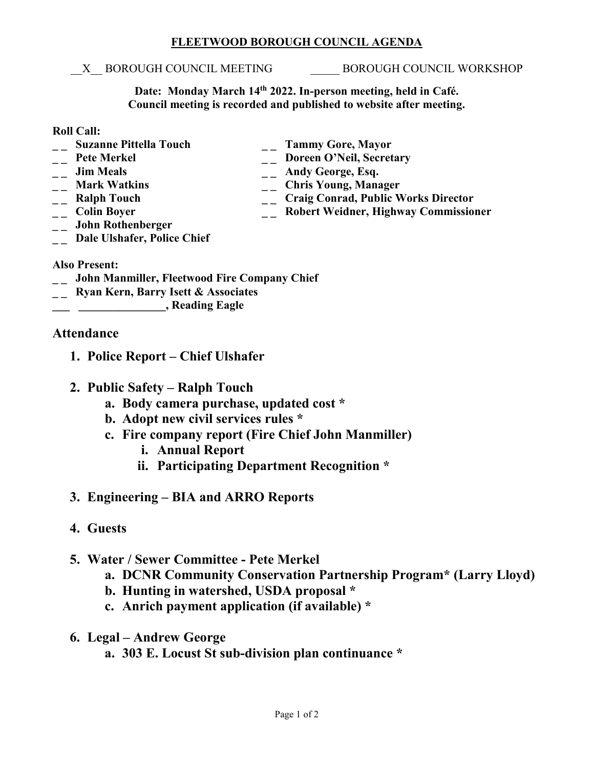**FLEETWOOD BOROUGH COUNCIL AGENDA**

\_\_X\_\_ BOROUGH COUNCIL MEETING \_\_\_\_\_ BOROUGH COUNCIL WORKSHOP

**Date: Monday March 14th 2022. In-person meeting, held in Café.**
**Council meeting is recorded and published to website after meeting.**

**Roll Call:**

- _ _ **Suzanne Pittella Touch**
- _ _ **Pete Merkel**
- _ _ **Jim Meals**
- _ _ **Mark Watkins**
- _ _ **Ralph Touch**
- _ _ **Colin Boyer**
- _ _ **John Rothenberger**
- _ _ **Dale Ulshafer, Police Chief**
- _ _ **Tammy Gore, Mayor**
- _ _ **Doreen O'Neil, Secretary**
- _ _ **Andy George, Esq.**
- _ _ **Chris Young, Manager**
- _ _ **Craig Conrad, Public Works Director**
- _ _ **Robert Weidner, Highway Commissioner**

**Also Present:**

- _ _ **John Manmiller, Fleetwood Fire Company Chief**
- _ _ **Ryan Kern, Barry Isett & Associates**
- \_\_\_ **\_\_\_\_\_\_\_\_\_\_\_\_\_\_\_, Reading Eagle**

## Attendance

1. **Police Report – Chief Ulshafer**

2. **Public Safety – Ralph Touch**
   a. **Body camera purchase, updated cost ***
   b. **Adopt new civil services rules ***
   c. **Fire company report (Fire Chief John Manmiller)**
      i. **Annual Report**
      ii. **Participating Department Recognition ***

3. **Engineering – BIA and ARRO Reports**

4. **Guests**

5. **Water / Sewer Committee - Pete Merkel**
   a. **DCNR Community Conservation Partnership Program* (Larry Lloyd)**
   b. **Hunting in watershed, USDA proposal ***
   c. **Anrich payment application (if available) ***

6. **Legal – Andrew George**
   a. **303 E. Locust St sub-division plan continuance ***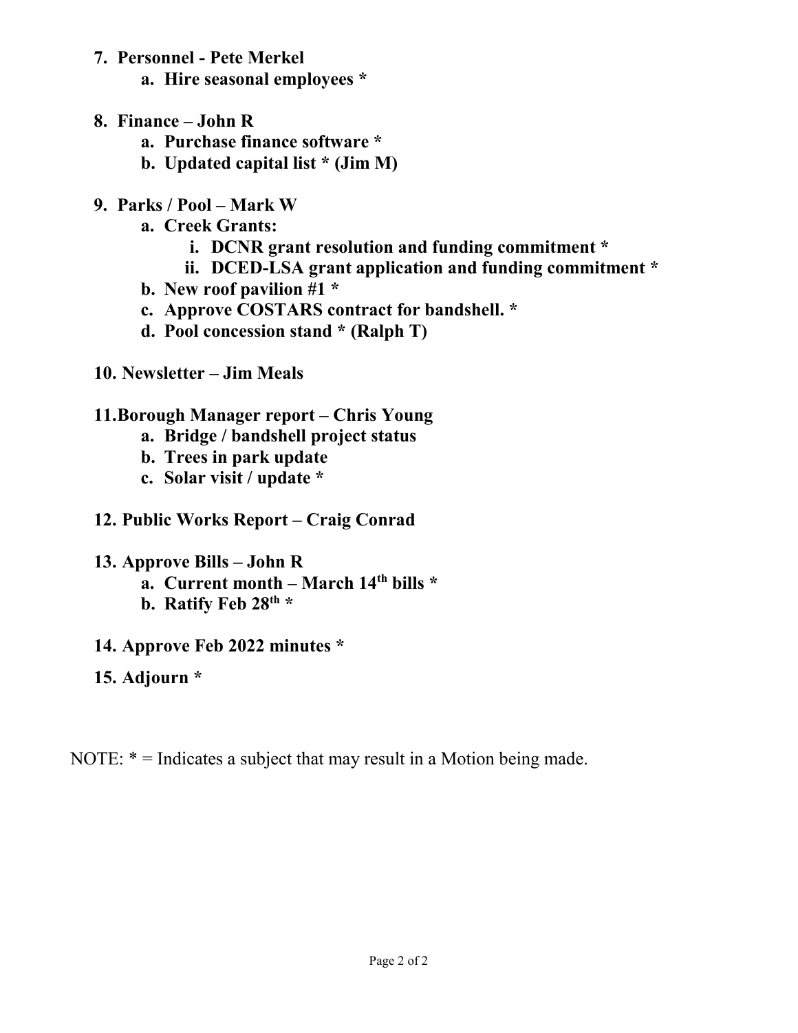7. **Personnel - Pete Merkel**
    a. **Hire seasonal employees ***

8. **Finance – John R**
    a. **Purchase finance software ***
    b. **Updated capital list * (Jim M)**

9. **Parks / Pool – Mark W**
    a. **Creek Grants:**
        i. **DCNR grant resolution and funding commitment ***
        ii. **DCED-LSA grant application and funding commitment ***
    b. **New roof pavilion #1 ***
    c. **Approve COSTARS contract for bandshell. ***
    d. **Pool concession stand * (Ralph T)**

10. **Newsletter – Jim Meals**

11. **Borough Manager report – Chris Young**
    a. **Bridge / bandshell project status**
    b. **Trees in park update**
    c. **Solar visit / update ***

12. **Public Works Report – Craig Conrad**

13. **Approve Bills – John R**
    a. **Current month – March 14th bills ***
    b. **Ratify Feb 28th ***

14. **Approve Feb 2022 minutes ***

15. **Adjourn ***

NOTE: * = Indicates a subject that may result in a Motion being made.